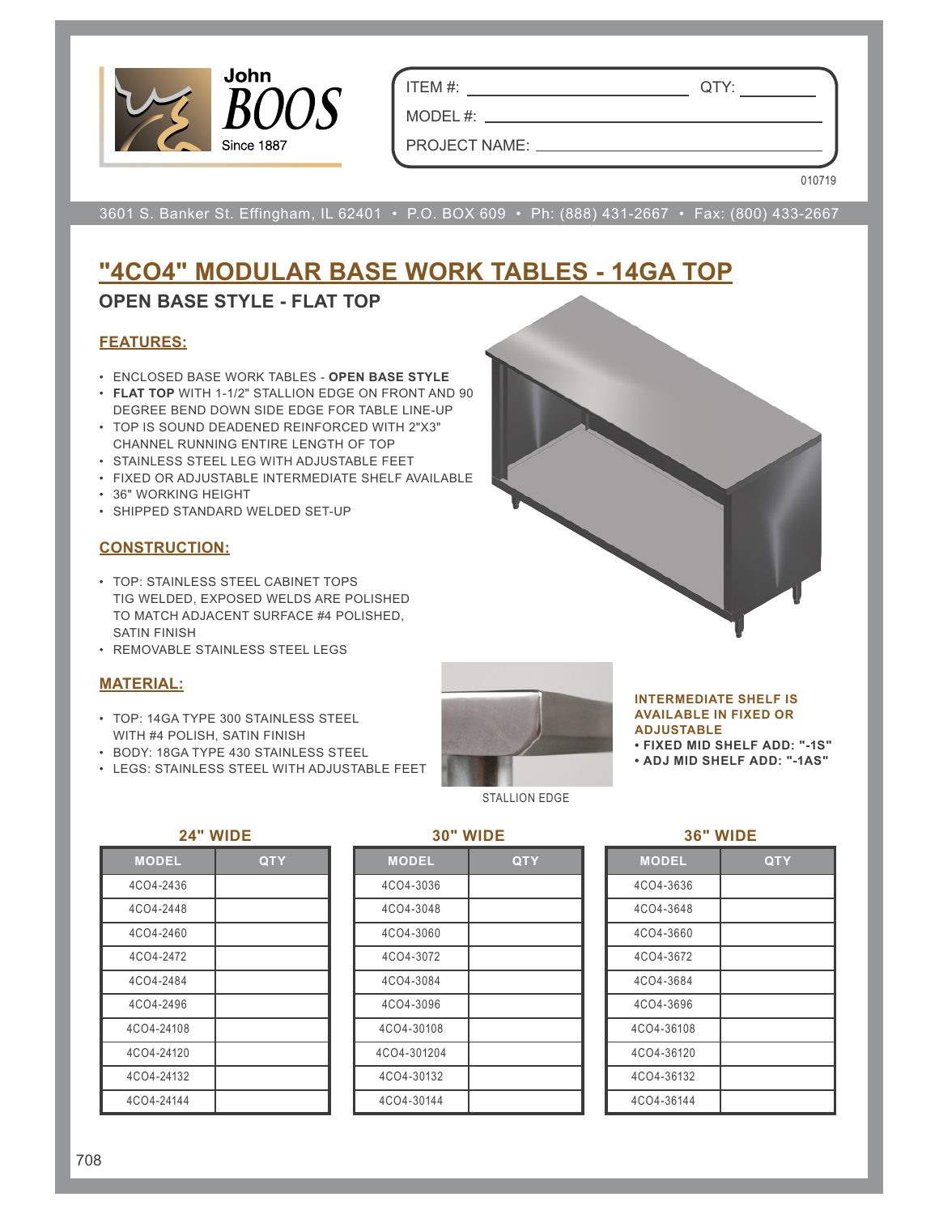John BOOS Since 1887

ITEM #: ______________________ QTY: __________

MODEL #: ______________________

PROJECT NAME: ______________________

010719

3601 S. Banker St. Effingham, IL 62401 • P.O. BOX 609 • Ph: (888) 431-2667 • Fax: (800) 433-2667

# "4CO4" MODULAR BASE WORK TABLES - 14GA TOP

## OPEN BASE STYLE - FLAT TOP

### FEATURES:

- ENCLOSED BASE WORK TABLES - **OPEN BASE STYLE**
- **FLAT TOP** WITH 1-1/2" STALLION EDGE ON FRONT AND 90 DEGREE BEND DOWN SIDE EDGE FOR TABLE LINE-UP
- TOP IS SOUND DEADENED REINFORCED WITH 2"X3" CHANNEL RUNNING ENTIRE LENGTH OF TOP
- STAINLESS STEEL LEG WITH ADJUSTABLE FEET
- FIXED OR ADJUSTABLE INTERMEDIATE SHELF AVAILABLE
- 36" WORKING HEIGHT
- SHIPPED STANDARD WELDED SET-UP

### CONSTRUCTION:

- TOP: STAINLESS STEEL CABINET TOPS TIG WELDED, EXPOSED WELDS ARE POLISHED TO MATCH ADJACENT SURFACE #4 POLISHED, SATIN FINISH
- REMOVABLE STAINLESS STEEL LEGS

### MATERIAL:

- TOP: 14GA TYPE 300 STAINLESS STEEL WITH #4 POLISH, SATIN FINISH
- BODY: 18GA TYPE 430 STAINLESS STEEL
- LEGS: STAINLESS STEEL WITH ADJUSTABLE FEET

STALLION EDGE

**INTERMEDIATE SHELF IS AVAILABLE IN FIXED OR ADJUSTABLE**
- **FIXED MID SHELF ADD: "-1S"**
- **ADJ MID SHELF ADD: "-1AS"**

**24" WIDE**

| MODEL | QTY |
|---|---|
| 4CO4-2436 | |
| 4CO4-2448 | |
| 4CO4-2460 | |
| 4CO4-2472 | |
| 4CO4-2484 | |
| 4CO4-2496 | |
| 4CO4-24108 | |
| 4CO4-24120 | |
| 4CO4-24132 | |
| 4CO4-24144 | |

**30" WIDE**

| MODEL | QTY |
|---|---|
| 4CO4-3036 | |
| 4CO4-3048 | |
| 4CO4-3060 | |
| 4CO4-3072 | |
| 4CO4-3084 | |
| 4CO4-3096 | |
| 4CO4-30108 | |
| 4CO4-301204 | |
| 4CO4-30132 | |
| 4CO4-30144 | |

**36" WIDE**

| MODEL | QTY |
|---|---|
| 4CO4-3636 | |
| 4CO4-3648 | |
| 4CO4-3660 | |
| 4CO4-3672 | |
| 4CO4-3684 | |
| 4CO4-3696 | |
| 4CO4-36108 | |
| 4CO4-36120 | |
| 4CO4-36132 | |
| 4CO4-36144 | |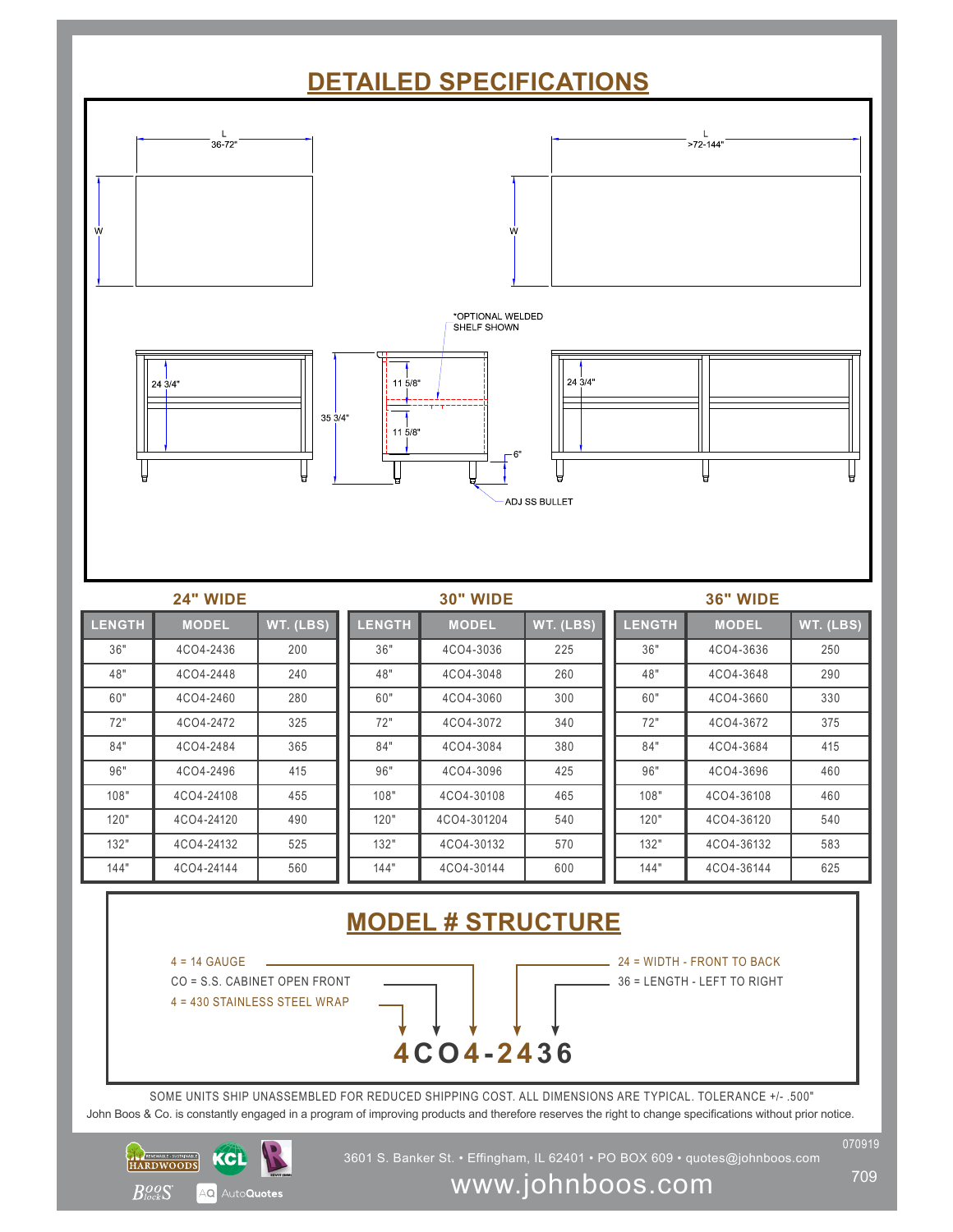# DETAILED SPECIFICATIONS

L
36-72"

W

L
>72-144"

W

*OPTIONAL WELDED SHELF SHOWN

24 3/4"

35 3/4"

11 5/8"

11 5/8"

6"

24 3/4"

ADJ SS BULLET

### 24" WIDE

| LENGTH | MODEL | WT. (LBS) |
|---|---|---|
| 36" | 4CO4-2436 | 200 |
| 48" | 4CO4-2448 | 240 |
| 60" | 4CO4-2460 | 280 |
| 72" | 4CO4-2472 | 325 |
| 84" | 4CO4-2484 | 365 |
| 96" | 4CO4-2496 | 415 |
| 108" | 4CO4-24108 | 455 |
| 120" | 4CO4-24120 | 490 |
| 132" | 4CO4-24132 | 525 |
| 144" | 4CO4-24144 | 560 |

### 30" WIDE

| LENGTH | MODEL | WT. (LBS) |
|---|---|---|
| 36" | 4CO4-3036 | 225 |
| 48" | 4CO4-3048 | 260 |
| 60" | 4CO4-3060 | 300 |
| 72" | 4CO4-3072 | 340 |
| 84" | 4CO4-3084 | 380 |
| 96" | 4CO4-3096 | 425 |
| 108" | 4CO4-30108 | 465 |
| 120" | 4CO4-301204 | 540 |
| 132" | 4CO4-30132 | 570 |
| 144" | 4CO4-30144 | 600 |

### 36" WIDE

| LENGTH | MODEL | WT. (LBS) |
|---|---|---|
| 36" | 4CO4-3636 | 250 |
| 48" | 4CO4-3648 | 290 |
| 60" | 4CO4-3660 | 330 |
| 72" | 4CO4-3672 | 375 |
| 84" | 4CO4-3684 | 415 |
| 96" | 4CO4-3696 | 460 |
| 108" | 4CO4-36108 | 460 |
| 120" | 4CO4-36120 | 540 |
| 132" | 4CO4-36132 | 583 |
| 144" | 4CO4-36144 | 625 |

# MODEL # STRUCTURE

4 = 14 GAUGE
CO = S.S. CABINET OPEN FRONT
4 = 430 STAINLESS STEEL WRAP

24 = WIDTH - FRONT TO BACK
36 = LENGTH - LEFT TO RIGHT

**4CO4-2436**

SOME UNITS SHIP UNASSEMBLED FOR REDUCED SHIPPING COST. ALL DIMENSIONS ARE TYPICAL. TOLERANCE +/- .500"

John Boos & Co. is constantly engaged in a program of improving products and therefore reserves the right to change specifications without prior notice.

3601 S. Banker St. • Effingham, IL 62401 • PO BOX 609 • quotes@johnboos.com

www.johnboos.com

070919